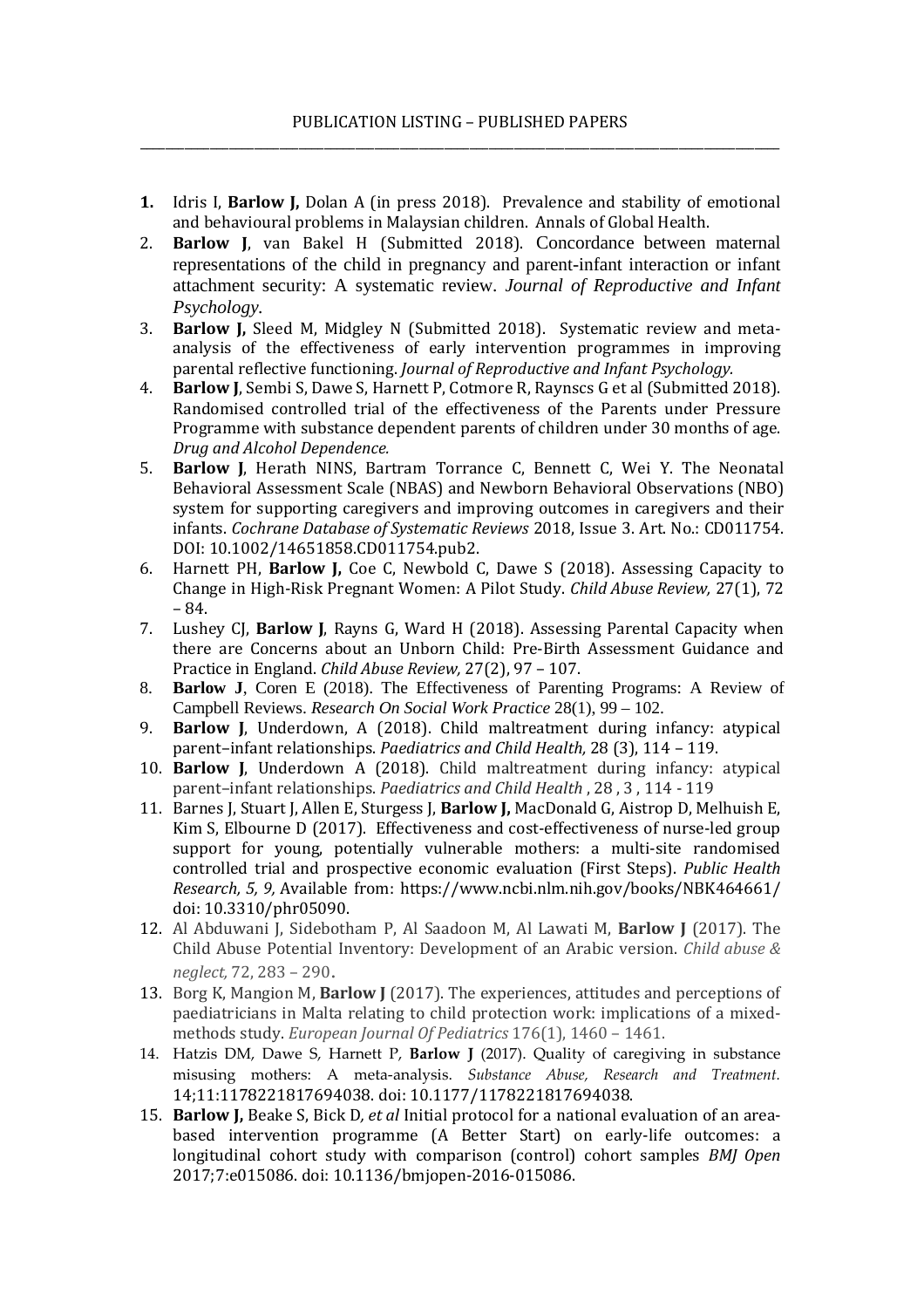PUBLICATION LISTING – PUBLISHED PAPERS

---

1. Idris I, **Barlow J,** Dolan A (in press 2018). Prevalence and stability of emotional and behavioural problems in Malaysian children. Annals of Global Health.
2. **Barlow J**, van Bakel H (Submitted 2018). Concordance between maternal representations of the child in pregnancy and parent-infant interaction or infant attachment security: A systematic review. *Journal of Reproductive and Infant Psychology*.
3. **Barlow J,** Sleed M, Midgley N (Submitted 2018). Systematic review and meta-analysis of the effectiveness of early intervention programmes in improving parental reflective functioning. *Journal of Reproductive and Infant Psychology.*
4. **Barlow J**, Sembi S, Dawe S, Harnett P, Cotmore R, Raynscs G et al (Submitted 2018). Randomised controlled trial of the effectiveness of the Parents under Pressure Programme with substance dependent parents of children under 30 months of age. *Drug and Alcohol Dependence.*
5. **Barlow J**, Herath NINS, Bartram Torrance C, Bennett C, Wei Y. The Neonatal Behavioral Assessment Scale (NBAS) and Newborn Behavioral Observations (NBO) system for supporting caregivers and improving outcomes in caregivers and their infants. *Cochrane Database of Systematic Reviews* 2018, Issue 3. Art. No.: CD011754. DOI: 10.1002/14651858.CD011754.pub2.
6. Harnett PH, **Barlow J,** Coe C, Newbold C, Dawe S (2018). Assessing Capacity to Change in High-Risk Pregnant Women: A Pilot Study. *Child Abuse Review,* 27(1), 72 – 84.
7. Lushey CJ, **Barlow J**, Rayns G, Ward H (2018). Assessing Parental Capacity when there are Concerns about an Unborn Child: Pre-Birth Assessment Guidance and Practice in England. *Child Abuse Review,* 27(2), 97 – 107.
8. **Barlow J**, Coren E (2018). The Effectiveness of Parenting Programs: A Review of Campbell Reviews. *Research On Social Work Practice* 28(1), 99 – 102.
9. **Barlow J**, Underdown, A (2018). Child maltreatment during infancy: atypical parent–infant relationships. *Paediatrics and Child Health,* 28 (3), 114 – 119.
10. **Barlow J**, Underdown A (2018). Child maltreatment during infancy: atypical parent–infant relationships. *Paediatrics and Child Health* , 28 , 3 , 114 - 119
11. Barnes J, Stuart J, Allen E, Sturgess J, **Barlow J,** MacDonald G, Aistrop D, Melhuish E, Kim S, Elbourne D (2017). Effectiveness and cost-effectiveness of nurse-led group support for young, potentially vulnerable mothers: a multi-site randomised controlled trial and prospective economic evaluation (First Steps). *Public Health Research, 5, 9,* Available from: https://www.ncbi.nlm.nih.gov/books/NBK464661/ doi: 10.3310/phr05090.
12. Al Abduwani J, Sidebotham P, Al Saadoon M, Al Lawati M, **Barlow J** (2017). The Child Abuse Potential Inventory: Development of an Arabic version. *Child abuse & neglect,* 72, 283 – 290.
13. Borg K, Mangion M, **Barlow J** (2017). The experiences, attitudes and perceptions of paediatricians in Malta relating to child protection work: implications of a mixed-methods study. *European Journal Of Pediatrics* 176(1), 1460 – 1461.
14. Hatzis DM, Dawe S, Harnett P, **Barlow J** (2017). Quality of caregiving in substance misusing mothers: A meta-analysis. *Substance Abuse, Research and Treatment.* 14;11:1178221817694038. doi: 10.1177/1178221817694038.
15. **Barlow J,** Beake S, Bick D, *et al* Initial protocol for a national evaluation of an area-based intervention programme (A Better Start) on early-life outcomes: a longitudinal cohort study with comparison (control) cohort samples *BMJ Open* 2017;7:e015086. doi: 10.1136/bmjopen-2016-015086.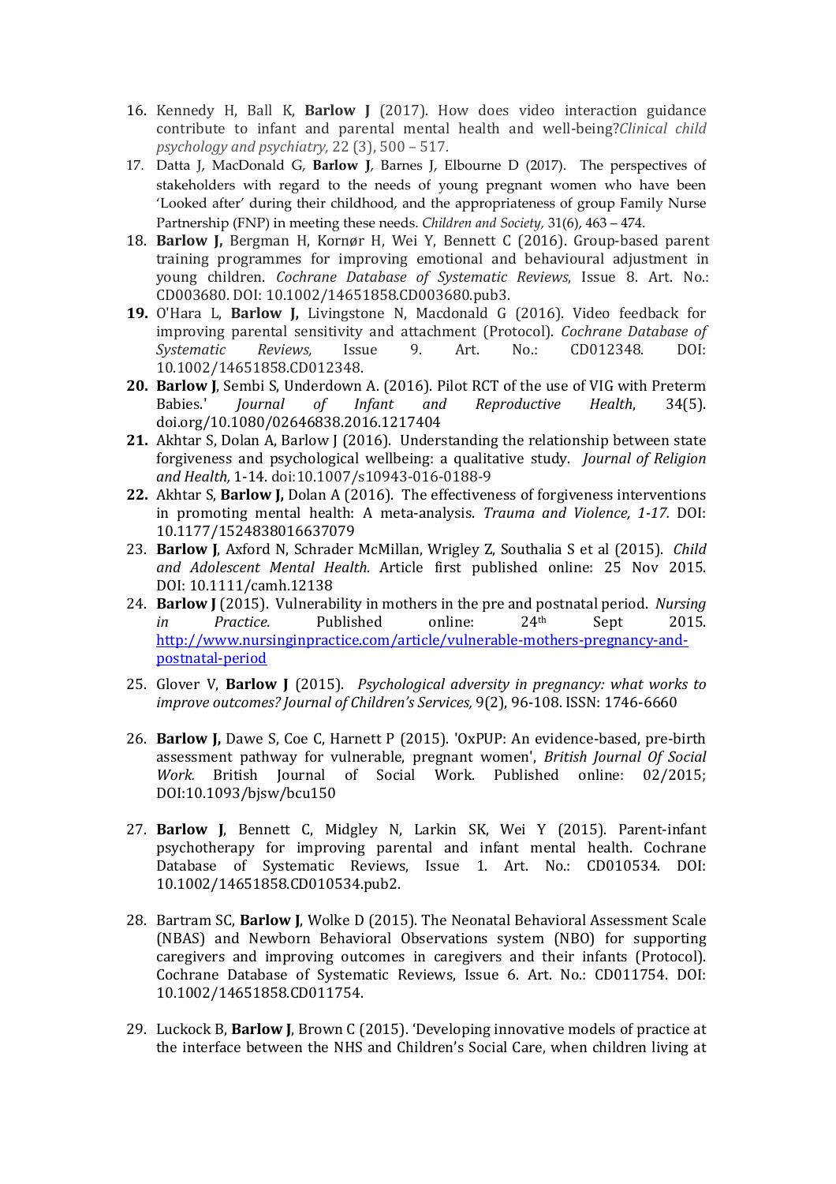16. Kennedy H, Ball K, **Barlow J** (2017). How does video interaction guidance contribute to infant and parental mental health and well-being?*Clinical child psychology and psychiatry,* 22 (3), 500 – 517.
17. Datta J, MacDonald G, **Barlow J**, Barnes J, Elbourne D (2017). The perspectives of stakeholders with regard to the needs of young pregnant women who have been 'Looked after' during their childhood, and the appropriateness of group Family Nurse Partnership (FNP) in meeting these needs. *Children and Society,* 31(6), 463 – 474.
18. **Barlow J,** Bergman H, Kornør H, Wei Y, Bennett C (2016). Group-based parent training programmes for improving emotional and behavioural adjustment in young children. *Cochrane Database of Systematic Reviews*, Issue 8. Art. No.: CD003680. DOI: 10.1002/14651858.CD003680.pub3.
19. O'Hara L, **Barlow J,** Livingstone N, Macdonald G (2016). Video feedback for improving parental sensitivity and attachment (Protocol). *Cochrane Database of Systematic Reviews,* Issue 9. Art. No.: CD012348. DOI: 10.1002/14651858.CD012348.
20. **Barlow J**, Sembi S, Underdown A. (2016). Pilot RCT of the use of VIG with Preterm Babies.' *Journal of Infant and Reproductive Health*, 34(5). doi.org/10.1080/02646838.2016.1217404
21. Akhtar S, Dolan A, Barlow J (2016). Understanding the relationship between state forgiveness and psychological wellbeing: a qualitative study. *Journal of Religion and Health,* 1-14. doi:10.1007/s10943-016-0188-9
22. Akhtar S, **Barlow J,** Dolan A (2016). The effectiveness of forgiveness interventions in promoting mental health: A meta-analysis. *Trauma and Violence, 1-17.* DOI: 10.1177/1524838016637079
23. **Barlow J**, Axford N, Schrader McMillan, Wrigley Z, Southalia S et al (2015). *Child and Adolescent Mental Health*. Article first published online: 25 Nov 2015. DOI: 10.1111/camh.12138
24. **Barlow J** (2015). Vulnerability in mothers in the pre and postnatal period. *Nursing in Practice.* Published online: 24th Sept 2015. [http://www.nursinginpractice.com/article/vulnerable-mothers-pregnancy-and-postnatal-period](http://www.nursinginpractice.com/article/vulnerable-mothers-pregnancy-and-postnatal-period)
25. Glover V, **Barlow J** (2015). *Psychological adversity in pregnancy: what works to improve outcomes? Journal of Children's Services,* 9(2), 96-108. ISSN: 1746-6660
26. **Barlow J,** Dawe S, Coe C, Harnett P (2015). 'OxPUP: An evidence-based, pre-birth assessment pathway for vulnerable, pregnant women', *British Journal Of Social Work.* British Journal of Social Work. Published online: 02/2015; DOI:10.1093/bjsw/bcu150
27. **Barlow J**, Bennett C, Midgley N, Larkin SK, Wei Y (2015). Parent-infant psychotherapy for improving parental and infant mental health. Cochrane Database of Systematic Reviews, Issue 1. Art. No.: CD010534. DOI: 10.1002/14651858.CD010534.pub2.
28. Bartram SC, **Barlow J**, Wolke D (2015). The Neonatal Behavioral Assessment Scale (NBAS) and Newborn Behavioral Observations system (NBO) for supporting caregivers and improving outcomes in caregivers and their infants (Protocol). Cochrane Database of Systematic Reviews, Issue 6. Art. No.: CD011754. DOI: 10.1002/14651858.CD011754.
29. Luckock B, **Barlow J**, Brown C (2015). 'Developing innovative models of practice at the interface between the NHS and Children's Social Care, when children living at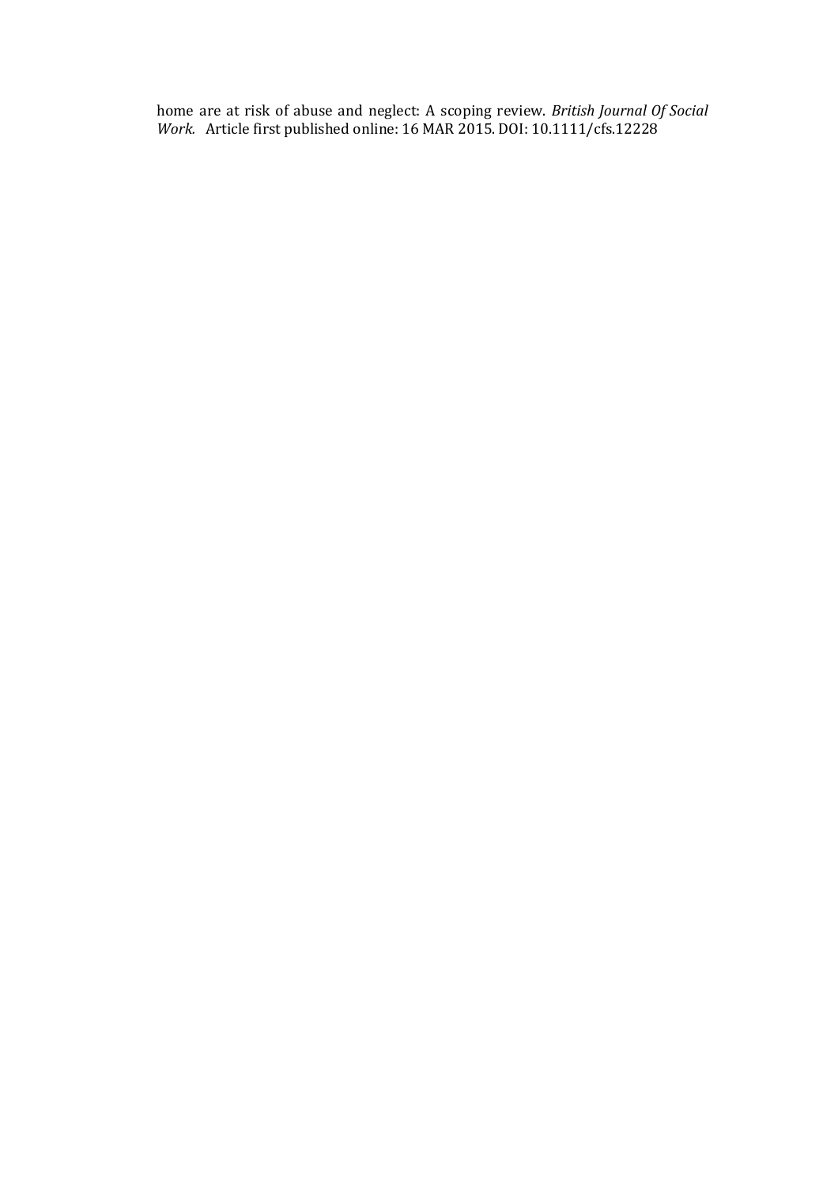home are at risk of abuse and neglect: A scoping review. *British Journal Of Social Work.* Article first published online: 16 MAR 2015. DOI: 10.1111/cfs.12228